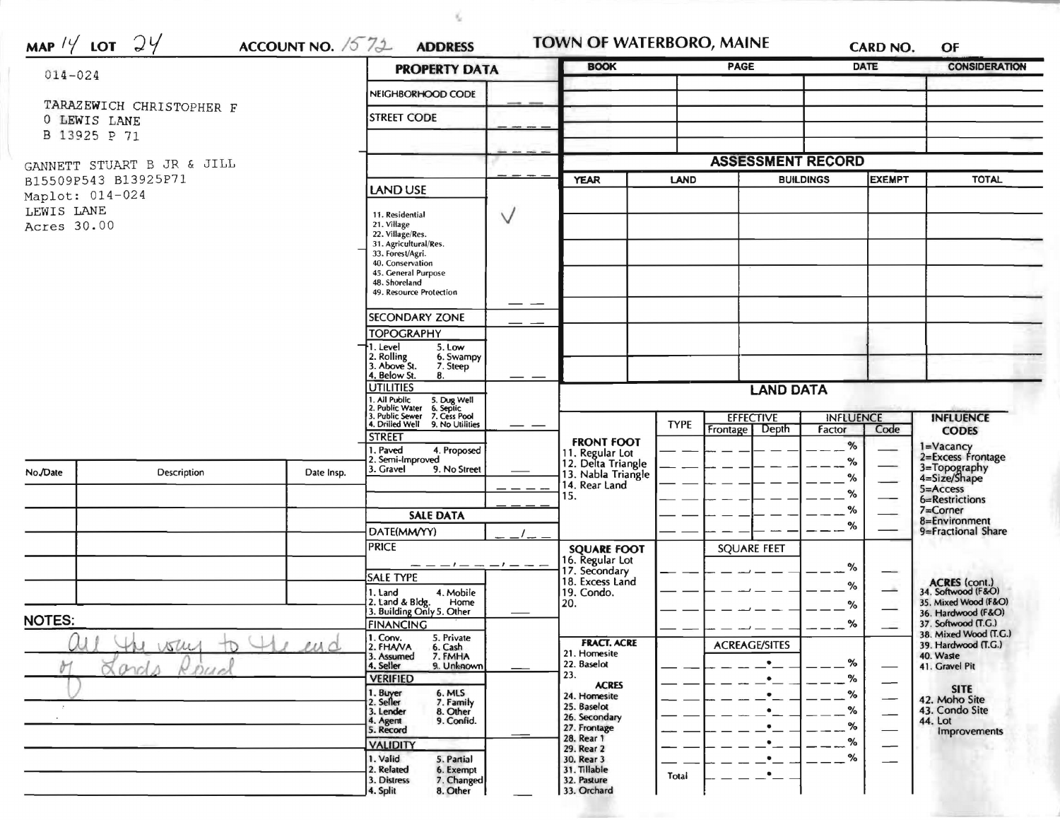MAP 14 LOT 24 ACCOUNT NO. 1572 ADDRESS

# TOWN OF WATERBORO, MAINE

CARD NO. OF

014-024

TARAZEWICH CHRISTOPHER F
0 LEWIS LANE
B 13925 P 71

GANNETT STUART B JR & JILL
B15509P543 B13925P71
Maplot: 014-024
LEWIS LANE
Acres 30.00

## PROPERTY DATA

| | |
|---|---|
| NEIGHBORHOOD CODE | |
| STREET CODE | |
| LAND USE | |
| 11. Residential | ✓ |
| 21. Village | |
| 22. Village/Res. | |
| 31. Agricultural/Res. | |
| 33. Forest/Agri. | |
| 40. Conservation | |
| 45. General Purpose | |
| 48. Shoreland | |
| 49. Resource Protection | |
| SECONDARY ZONE | |
| TOPOGRAPHY: 1. Level 2. Rolling 3. Above St. 4. Below St. 5. Low 6. Swampy 7. Steep 8. | |
| UTILITIES: 1. All Public 2. Public Water 3. Public Sewer 4. Drilled Well 5. Dug Well 6. Septic 7. Cess Pool 9. No Utilities | |
| STREET: 1. Paved 2. Semi-Improved 3. Gravel 4. Proposed 9. No Street | |

## SALE DATA

| | |
|---|---|
| DATE(MM/YY) | |
| PRICE | |
| SALE TYPE: 1. Land 2. Land & Bldg. 3. Building Only 4. Mobile Home 5. Other | |
| FINANCING: 1. Conv. 2. FHA/VA 3. Assumed 4. Seller 5. Private 6. Cash 7. FMHA 9. Unknown | |
| VERIFIED: 1. Buyer 2. Seller 3. Lender 4. Agent 5. Record 6. MLS 7. Family 8. Other 9. Confid. | |
| VALIDITY: 1. Valid 2. Related 3. Distress 4. Split 5. Partial 6. Exempt 7. Changed 8. Other | |

| BOOK | PAGE | DATE | CONSIDERATION |
|---|---|---|---|
| | | | |
| | | | |
| | | | |
| | | | |

## ASSESSMENT RECORD

| YEAR | LAND | BUILDINGS | EXEMPT | TOTAL |
|---|---|---|---|---|
| | | | | |
| | | | | |
| | | | | |
| | | | | |
| | | | | |
| | | | | |
| | | | | |

## LAND DATA

| | TYPE | EFFECTIVE Frontage | EFFECTIVE Depth | INFLUENCE Factor | INFLUENCE Code |
|---|---|---|---|---|---|
| FRONT FOOT: 11. Regular Lot 12. Delta Triangle 13. Nabla Triangle 14. Rear Land 15. | | | | % | |
| SQUARE FOOT: 16. Regular Lot 17. Secondary 18. Excess Land 19. Condo. 20. | | SQUARE FEET | | % | |
| FRACT. ACRE: 21. Homesite 22. Baselot 23. | | ACREAGE/SITES | | % | |
| ACRES: 24. Homesite 25. Baselot 26. Secondary 27. Frontage 28. Rear 1 29. Rear 2 30. Rear 3 31. Tillable 32. Pasture 33. Orchard | Total | | | % | |

INFLUENCE CODES: 1=Vacancy 2=Excess Frontage 3=Topography 4=Size/Shape 5=Access 6=Restrictions 7=Corner 8=Environment 9=Fractional Share

ACRES (cont.) 34. Softwood (F&O) 35. Mixed Wood (F&O) 36. Hardwood (F&O) 37. Softwood (T.G.) 38. Mixed Wood (T.G.) 39. Hardwood (T.G.) 40. Waste 41. Gravel Pit

SITE 42. Moho Site 43. Condo Site 44. Lot Improvements

| No./Date | Description | Date Insp. |
|---|---|---|
| | | |
| | | |
| | | |
| | | |
| | | |

NOTES:

All the way to the end of Lords Road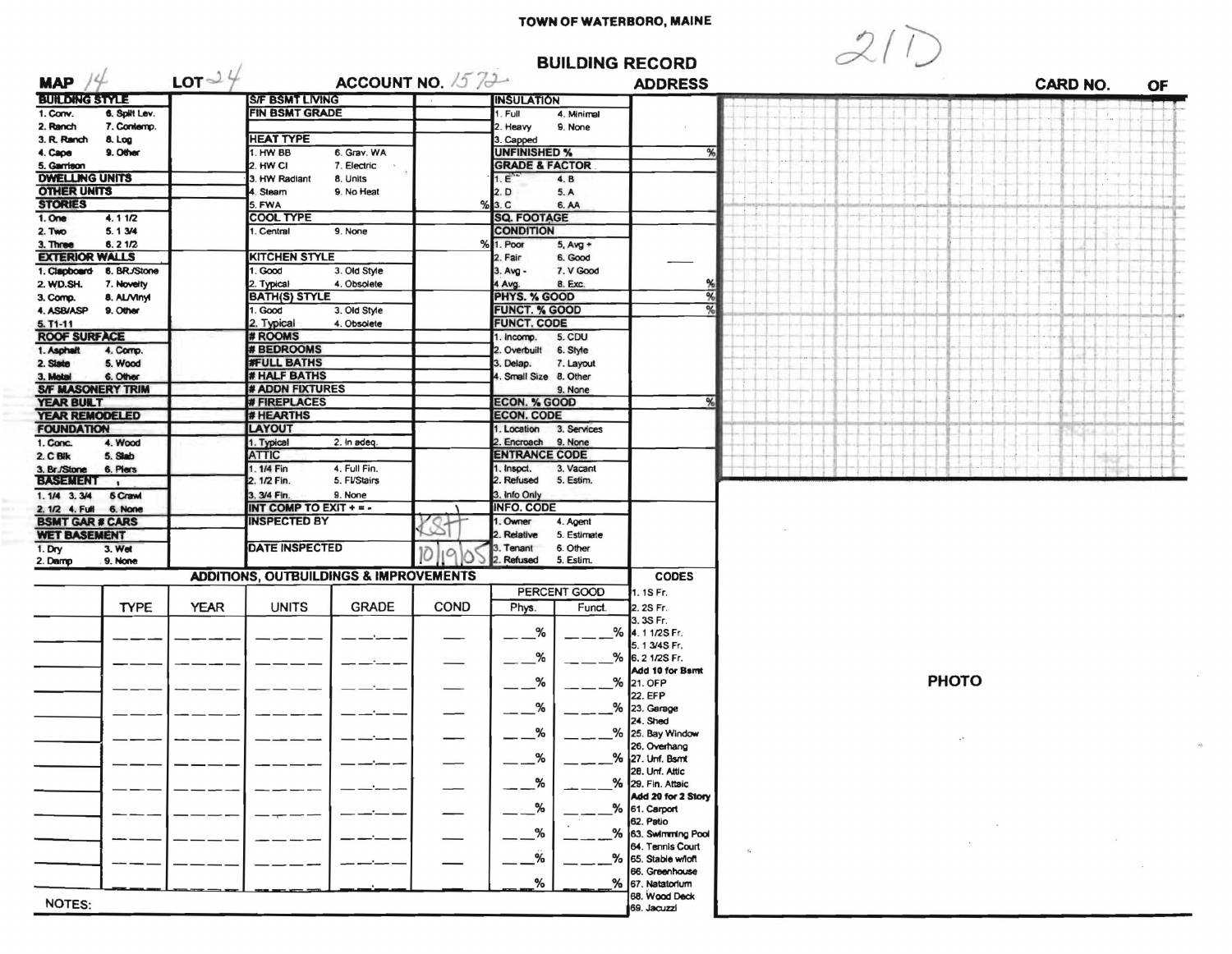**TOWN OF WATERBORO, MAINE**

21D

## BUILDING RECORD

**MAP** 14 **LOT** 24 **ACCOUNT NO.** 1572 **ADDRESS** **CARD NO.** **OF**

| | | | | | | |
|---|---|---|---|---|---|---|
| **BUILDING STYLE** 1. Conv. 2. Ranch 3. R. Ranch 4. Cape 5. Garrison 6. Split Lev. 7. Contemp. 8. Log 9. Other | | **S/F BSMT LIVING** | | **INSULATION** 1. Full 2. Heavy 3. Capped 4. Minimal 9. None | |
| **DWELLING UNITS** | | **FIN BSMT GRADE** | | **UNFINISHED %** | % |
| **OTHER UNITS** | | **HEAT TYPE** 1. HW BB 2. HW CI 3. HW Radiant 4. Steam 5. FWA 6. Grav. WA 7. Electric 8. Units 9. No Heat | % | **GRADE & FACTOR** 1. E 2. D 3. C 4. B 5. A 6. AA | % |
| **STORIES** 1. One 2. Two 3. Three 4. 1 1/2 5. 1 3/4 6. 2 1/2 | | **COOL TYPE** 1. Central 9. None | % | **SQ. FOOTAGE** | |
| **EXTERIOR WALLS** 1. Clapboard 2. WD.SH. 3. Comp. 4. ASB/ASP 5. T1-11 6. BR/Stone 7. Novelty 8. AL/Vinyl 9. Other | | **KITCHEN STYLE** 1. Good 2. Typical 3. Old Style 4. Obsolete | | **CONDITION** 1. Poor 2. Fair 3. Avg - 4. Avg. 5. Avg + 6. Good 7. V Good 8. Exc. | % |
| **ROOF SURFACE** 1. Asphalt 2. Slate 3. Metal 4. Comp. 5. Wood 6. Other | | **BATH(S) STYLE** 1. Good 2. Typical 3. Old Style 4. Obsolete | | **PHYS. % GOOD** | % |
| **S/F MASONERY TRIM** | | **# ROOMS** | | **FUNCT. % GOOD** | % |
| **YEAR BUILT** | | **# BEDROOMS** | | **FUNCT. CODE** 1. Incomp. 2. Overbuilt 3. Delap. 4. Small Size 5. CDU 6. Style 7. Layout 8. Other 9. None | |
| **YEAR REMODELED** | | **# FULL BATHS** | | **ECON. % GOOD** | % |
| **FOUNDATION** 1. Conc. 2. C Blk 3. Br./Stone 4. Wood 5. Slab 6. Piers | | **# HALF BATHS** | | **ECON. CODE** 1. Location 2. Encroach 3. Services 9. None | |
| **BASEMENT** 1. 1/4 2. 1/2 3. 3/4 4. Full 5. Crawl 6. None | | **# ADDN FIXTURES** | | **ENTRANCE CODE** 1. Inspct. 2. Refused 3. Vacant 4. Full Fin. 5. Estim. 3. Info Only | |
| **BSMT GAR # CARS** | | **# FIREPLACES** | | **INFO. CODE** 1. Owner 2. Relative 3. Tenant 2. Refused 4. Agent 5. Estimate 6. Other 5. Estim. | |
| **WET BASEMENT** 1. Dry 2. Damp 3. Wet 9. None | | **# HEARTHS** | | | |
| | | **LAYOUT** 1. Typical 2. In adeq. | | | |
| | | **ATTIC** 1. 1/4 Fin 2. 1/2 Fin. 3. 3/4 Fin. 4. Full Fin. 5. Fl/Stairs 9. None | | | |
| | | **INT COMP TO EXIT + = -** | | | |
| | | **INSPECTED BY** | KSH | | |
| | | **DATE INSPECTED** | 10/19/05 | | |

### ADDITIONS, OUTBUILDINGS & IMPROVEMENTS

| | TYPE | YEAR | UNITS | GRADE | COND | PERCENT GOOD Phys. | Funct. |
|---|---|---|---|---|---|---|---|
| | | | | | | % | % |
| | | | | | | % | % |
| | | | | | | % | % |
| | | | | | | % | % |
| | | | | | | % | % |
| | | | | | | % | % |
| | | | | | | % | % |
| | | | | | | % | % |
| | | | | | | % | % |
| | | | | | | % | % |
| | | | | | | % | % |

**CODES**
1. 1S Fr.
2. 2S Fr.
3. 3S Fr.
4. 1 1/2S Fr.
5. 1 3/4S Fr.
6. 2 1/2S Fr.

Add 10 for Bsmt

21. OFP
22. EFP
23. Garage
24. Shed
25. Bay Window
26. Overhang
27. Unf. Bsmt
28. Unf. Attic
29. Fin. Attic

Add 20 for 2 Story

61. Carport
62. Patio
63. Swimming Pool
64. Tennis Court
65. Stable w/loft
66. Greenhouse
67. Natatorium
68. Wood Deck
69. Jacuzzi

NOTES:

PHOTO